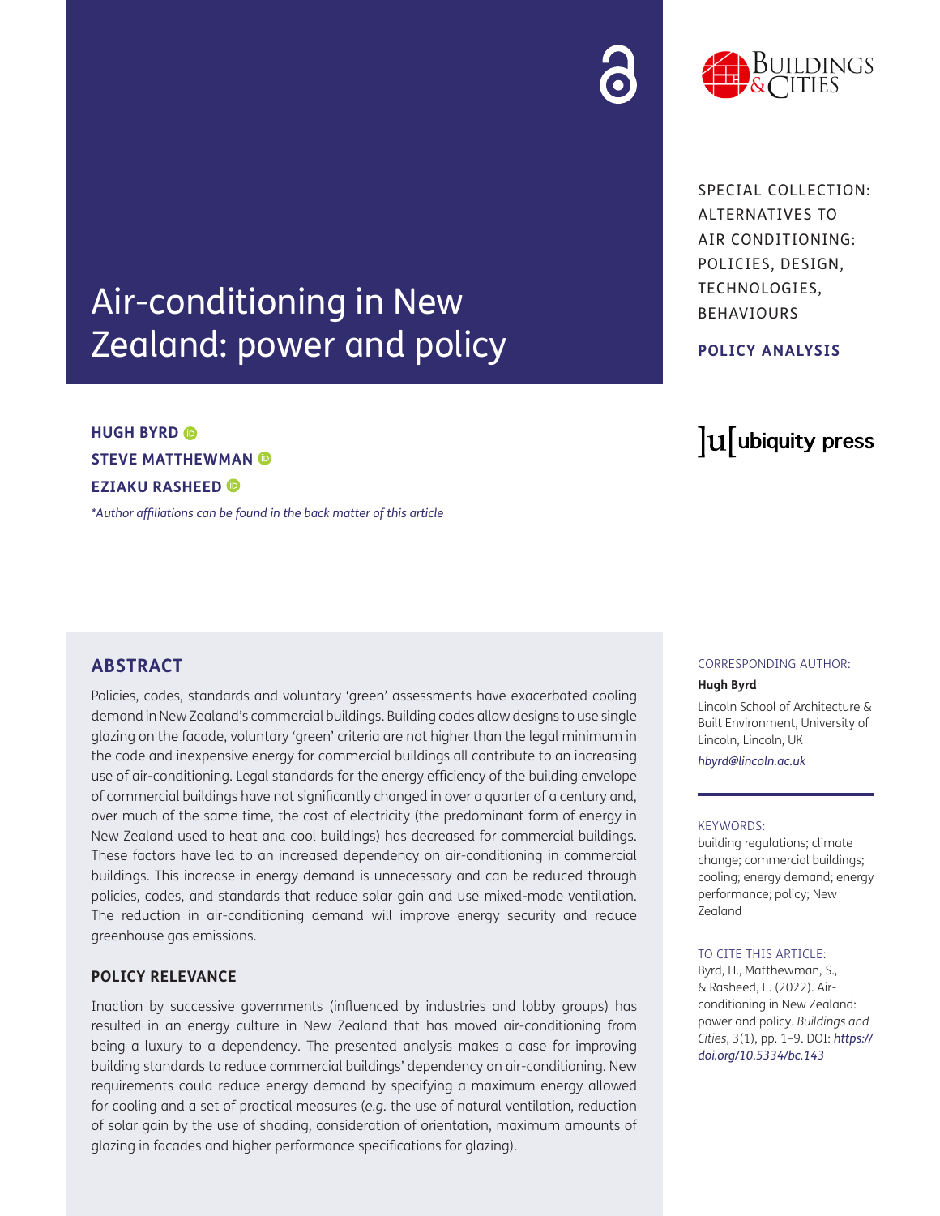SPECIAL COLLECTION: ALTERNATIVES TO AIR CONDITIONING: POLICIES, DESIGN, TECHNOLOGIES, BEHAVIOURS

**POLICY ANALYSIS**

# Air-conditioning in New Zealand: power and policy

**HUGH BYRD**
**STEVE MATTHEWMAN**
**EZIAKU RASHEED**

*\*Author affiliations can be found in the back matter of this article*

## ABSTRACT

Policies, codes, standards and voluntary 'green' assessments have exacerbated cooling demand in New Zealand's commercial buildings. Building codes allow designs to use single glazing on the facade, voluntary 'green' criteria are not higher than the legal minimum in the code and inexpensive energy for commercial buildings all contribute to an increasing use of air-conditioning. Legal standards for the energy efficiency of the building envelope of commercial buildings have not significantly changed in over a quarter of a century and, over much of the same time, the cost of electricity (the predominant form of energy in New Zealand used to heat and cool buildings) has decreased for commercial buildings. These factors have led to an increased dependency on air-conditioning in commercial buildings. This increase in energy demand is unnecessary and can be reduced through policies, codes, and standards that reduce solar gain and use mixed-mode ventilation. The reduction in air-conditioning demand will improve energy security and reduce greenhouse gas emissions.

### POLICY RELEVANCE

Inaction by successive governments (influenced by industries and lobby groups) has resulted in an energy culture in New Zealand that has moved air-conditioning from being a luxury to a dependency. The presented analysis makes a case for improving building standards to reduce commercial buildings' dependency on air-conditioning. New requirements could reduce energy demand by specifying a maximum energy allowed for cooling and a set of practical measures (*e.g.* the use of natural ventilation, reduction of solar gain by the use of shading, consideration of orientation, maximum amounts of glazing in facades and higher performance specifications for glazing).

CORRESPONDING AUTHOR:

**Hugh Byrd**

Lincoln School of Architecture & Built Environment, University of Lincoln, Lincoln, UK

*hbyrd@lincoln.ac.uk*

KEYWORDS:

building regulations; climate change; commercial buildings; cooling; energy demand; energy performance; policy; New Zealand

TO CITE THIS ARTICLE:

Byrd, H., Matthewman, S., & Rasheed, E. (2022). Air-conditioning in New Zealand: power and policy. *Buildings and Cities*, 3(1), pp. 1–9. DOI: *https://doi.org/10.5334/bc.143*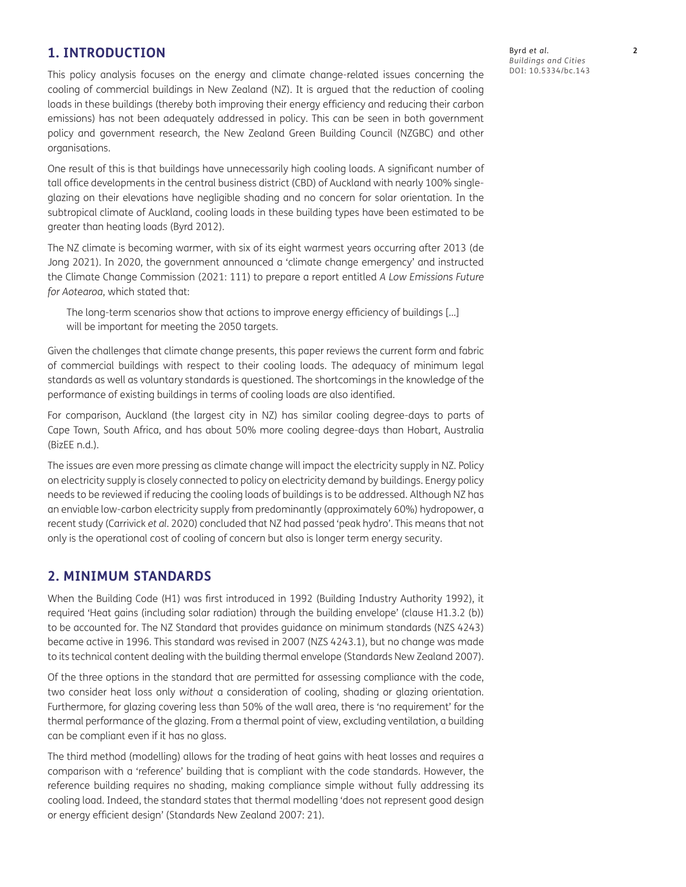## 1. INTRODUCTION

This policy analysis focuses on the energy and climate change-related issues concerning the cooling of commercial buildings in New Zealand (NZ). It is argued that the reduction of cooling loads in these buildings (thereby both improving their energy efficiency and reducing their carbon emissions) has not been adequately addressed in policy. This can be seen in both government policy and government research, the New Zealand Green Building Council (NZGBC) and other organisations.

One result of this is that buildings have unnecessarily high cooling loads. A significant number of tall office developments in the central business district (CBD) of Auckland with nearly 100% single-glazing on their elevations have negligible shading and no concern for solar orientation. In the subtropical climate of Auckland, cooling loads in these building types have been estimated to be greater than heating loads (Byrd 2012).

The NZ climate is becoming warmer, with six of its eight warmest years occurring after 2013 (de Jong 2021). In 2020, the government announced a 'climate change emergency' and instructed the Climate Change Commission (2021: 111) to prepare a report entitled *A Low Emissions Future for Aotearoa*, which stated that:

> The long-term scenarios show that actions to improve energy efficiency of buildings [...] will be important for meeting the 2050 targets.

Given the challenges that climate change presents, this paper reviews the current form and fabric of commercial buildings with respect to their cooling loads. The adequacy of minimum legal standards as well as voluntary standards is questioned. The shortcomings in the knowledge of the performance of existing buildings in terms of cooling loads are also identified.

For comparison, Auckland (the largest city in NZ) has similar cooling degree-days to parts of Cape Town, South Africa, and has about 50% more cooling degree-days than Hobart, Australia (BizEE n.d.).

The issues are even more pressing as climate change will impact the electricity supply in NZ. Policy on electricity supply is closely connected to policy on electricity demand by buildings. Energy policy needs to be reviewed if reducing the cooling loads of buildings is to be addressed. Although NZ has an enviable low-carbon electricity supply from predominantly (approximately 60%) hydropower, a recent study (Carrivick *et al.* 2020) concluded that NZ had passed 'peak hydro'. This means that not only is the operational cost of cooling of concern but also is longer term energy security.

## 2. MINIMUM STANDARDS

When the Building Code (H1) was first introduced in 1992 (Building Industry Authority 1992), it required 'Heat gains (including solar radiation) through the building envelope' (clause H1.3.2 (b)) to be accounted for. The NZ Standard that provides guidance on minimum standards (NZS 4243) became active in 1996. This standard was revised in 2007 (NZS 4243.1), but no change was made to its technical content dealing with the building thermal envelope (Standards New Zealand 2007).

Of the three options in the standard that are permitted for assessing compliance with the code, two consider heat loss only *without* a consideration of cooling, shading or glazing orientation. Furthermore, for glazing covering less than 50% of the wall area, there is 'no requirement' for the thermal performance of the glazing. From a thermal point of view, excluding ventilation, a building can be compliant even if it has no glass.

The third method (modelling) allows for the trading of heat gains with heat losses and requires a comparison with a 'reference' building that is compliant with the code standards. However, the reference building requires no shading, making compliance simple without fully addressing its cooling load. Indeed, the standard states that thermal modelling 'does not represent good design or energy efficient design' (Standards New Zealand 2007: 21).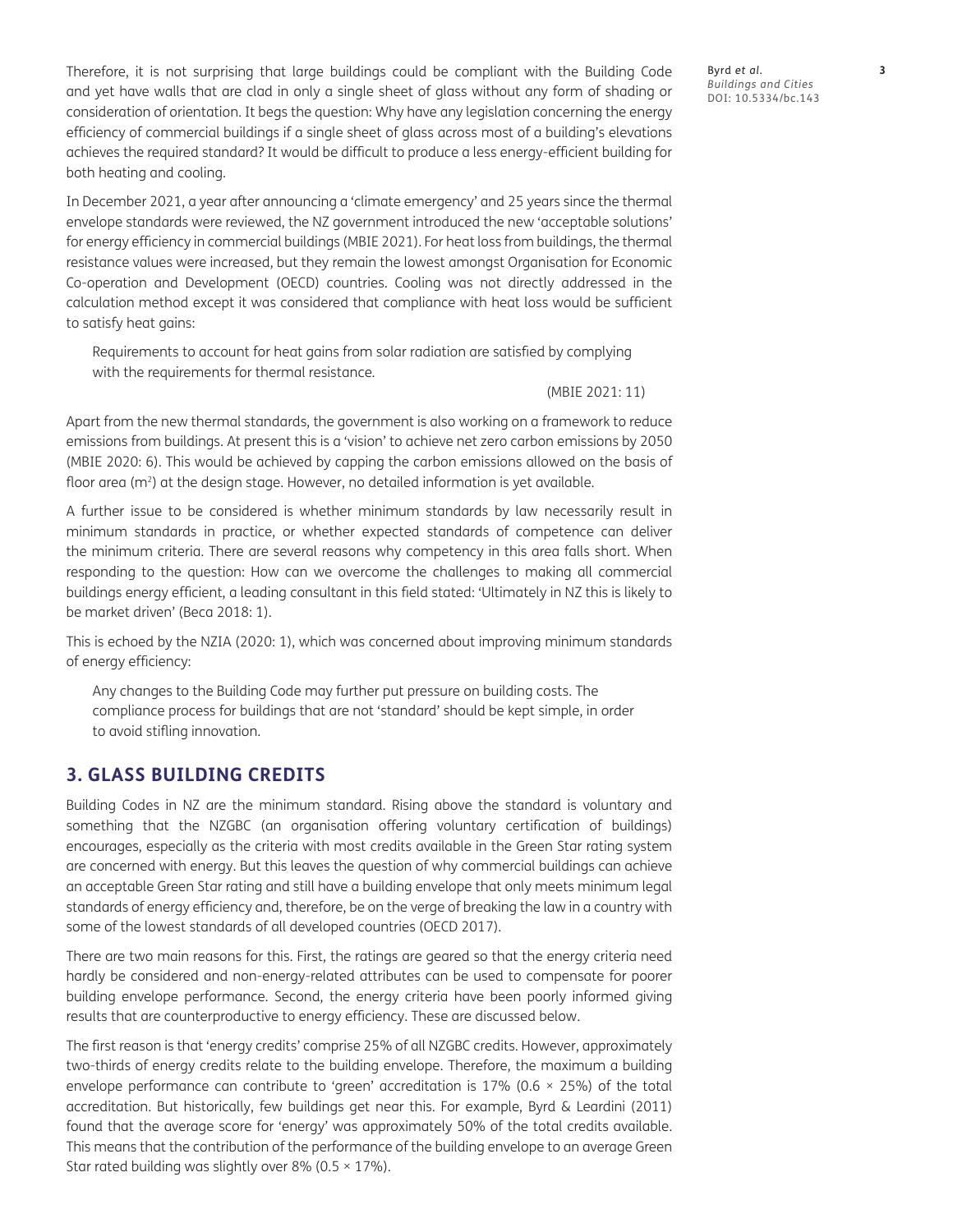Therefore, it is not surprising that large buildings could be compliant with the Building Code and yet have walls that are clad in only a single sheet of glass without any form of shading or consideration of orientation. It begs the question: Why have any legislation concerning the energy efficiency of commercial buildings if a single sheet of glass across most of a building's elevations achieves the required standard? It would be difficult to produce a less energy-efficient building for both heating and cooling.

In December 2021, a year after announcing a 'climate emergency' and 25 years since the thermal envelope standards were reviewed, the NZ government introduced the new 'acceptable solutions' for energy efficiency in commercial buildings (MBIE 2021). For heat loss from buildings, the thermal resistance values were increased, but they remain the lowest amongst Organisation for Economic Co-operation and Development (OECD) countries. Cooling was not directly addressed in the calculation method except it was considered that compliance with heat loss would be sufficient to satisfy heat gains:

> Requirements to account for heat gains from solar radiation are satisfied by complying with the requirements for thermal resistance.
>
> (MBIE 2021: 11)

Apart from the new thermal standards, the government is also working on a framework to reduce emissions from buildings. At present this is a 'vision' to achieve net zero carbon emissions by 2050 (MBIE 2020: 6). This would be achieved by capping the carbon emissions allowed on the basis of floor area ($m^2$) at the design stage. However, no detailed information is yet available.

A further issue to be considered is whether minimum standards by law necessarily result in minimum standards in practice, or whether expected standards of competence can deliver the minimum criteria. There are several reasons why competency in this area falls short. When responding to the question: How can we overcome the challenges to making all commercial buildings energy efficient, a leading consultant in this field stated: 'Ultimately in NZ this is likely to be market driven' (Beca 2018: 1).

This is echoed by the NZIA (2020: 1), which was concerned about improving minimum standards of energy efficiency:

> Any changes to the Building Code may further put pressure on building costs. The compliance process for buildings that are not 'standard' should be kept simple, in order to avoid stifling innovation.

## 3. GLASS BUILDING CREDITS

Building Codes in NZ are the minimum standard. Rising above the standard is voluntary and something that the NZGBC (an organisation offering voluntary certification of buildings) encourages, especially as the criteria with most credits available in the Green Star rating system are concerned with energy. But this leaves the question of why commercial buildings can achieve an acceptable Green Star rating and still have a building envelope that only meets minimum legal standards of energy efficiency and, therefore, be on the verge of breaking the law in a country with some of the lowest standards of all developed countries (OECD 2017).

There are two main reasons for this. First, the ratings are geared so that the energy criteria need hardly be considered and non-energy-related attributes can be used to compensate for poorer building envelope performance. Second, the energy criteria have been poorly informed giving results that are counterproductive to energy efficiency. These are discussed below.

The first reason is that 'energy credits' comprise 25% of all NZGBC credits. However, approximately two-thirds of energy credits relate to the building envelope. Therefore, the maximum a building envelope performance can contribute to 'green' accreditation is 17% ($0.6 \times 25\%$) of the total accreditation. But historically, few buildings get near this. For example, Byrd & Leardini (2011) found that the average score for 'energy' was approximately 50% of the total credits available. This means that the contribution of the performance of the building envelope to an average Green Star rated building was slightly over 8% ($0.5 \times 17\%$).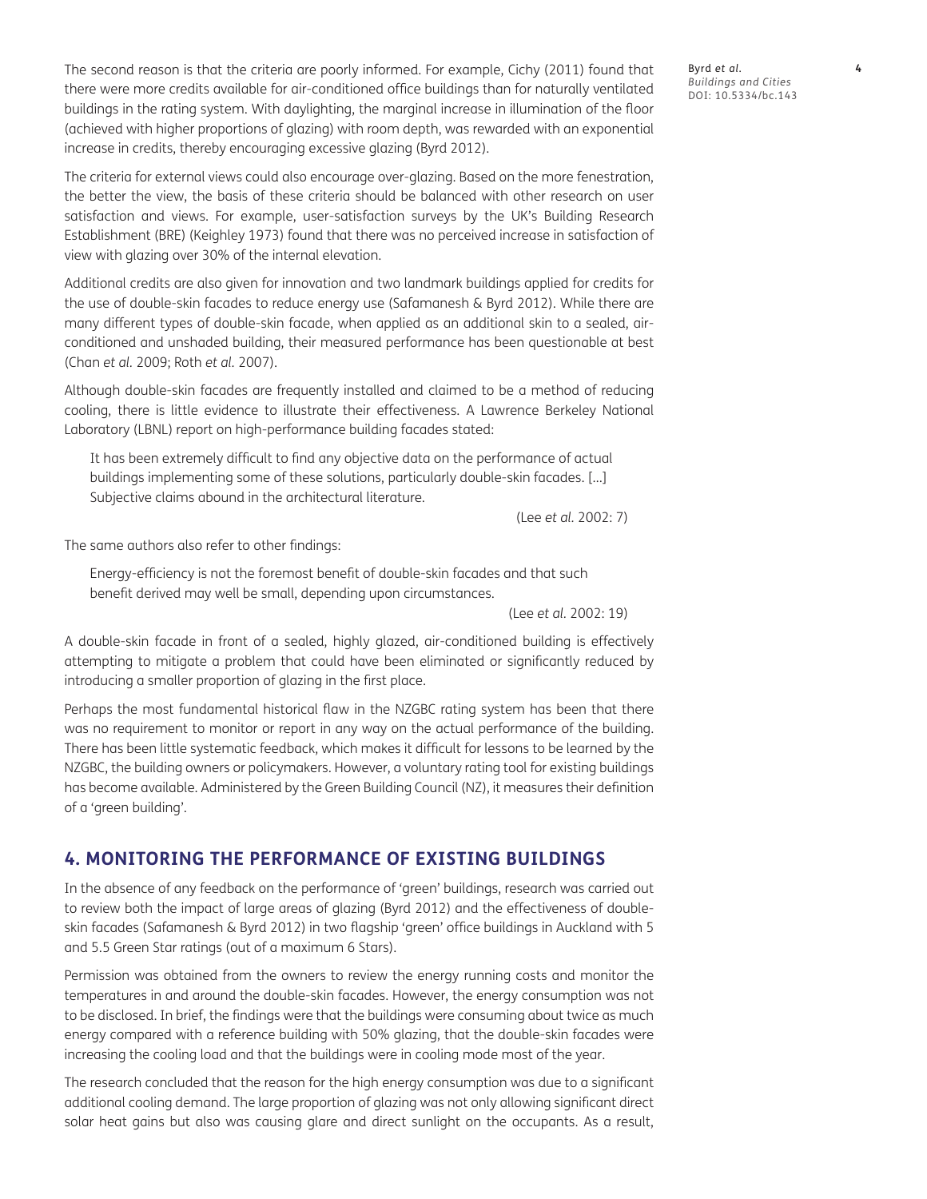The second reason is that the criteria are poorly informed. For example, Cichy (2011) found that there were more credits available for air-conditioned office buildings than for naturally ventilated buildings in the rating system. With daylighting, the marginal increase in illumination of the floor (achieved with higher proportions of glazing) with room depth, was rewarded with an exponential increase in credits, thereby encouraging excessive glazing (Byrd 2012).

The criteria for external views could also encourage over-glazing. Based on the more fenestration, the better the view, the basis of these criteria should be balanced with other research on user satisfaction and views. For example, user-satisfaction surveys by the UK's Building Research Establishment (BRE) (Keighley 1973) found that there was no perceived increase in satisfaction of view with glazing over 30% of the internal elevation.

Additional credits are also given for innovation and two landmark buildings applied for credits for the use of double-skin facades to reduce energy use (Safamanesh & Byrd 2012). While there are many different types of double-skin facade, when applied as an additional skin to a sealed, air-conditioned and unshaded building, their measured performance has been questionable at best (Chan *et al.* 2009; Roth *et al.* 2007).

Although double-skin facades are frequently installed and claimed to be a method of reducing cooling, there is little evidence to illustrate their effectiveness. A Lawrence Berkeley National Laboratory (LBNL) report on high-performance building facades stated:

> It has been extremely difficult to find any objective data on the performance of actual buildings implementing some of these solutions, particularly double-skin facades. [...] Subjective claims abound in the architectural literature.
>
> (Lee *et al.* 2002: 7)

The same authors also refer to other findings:

> Energy-efficiency is not the foremost benefit of double-skin facades and that such benefit derived may well be small, depending upon circumstances.
>
> (Lee *et al.* 2002: 19)

A double-skin facade in front of a sealed, highly glazed, air-conditioned building is effectively attempting to mitigate a problem that could have been eliminated or significantly reduced by introducing a smaller proportion of glazing in the first place.

Perhaps the most fundamental historical flaw in the NZGBC rating system has been that there was no requirement to monitor or report in any way on the actual performance of the building. There has been little systematic feedback, which makes it difficult for lessons to be learned by the NZGBC, the building owners or policymakers. However, a voluntary rating tool for existing buildings has become available. Administered by the Green Building Council (NZ), it measures their definition of a 'green building'.

## 4. MONITORING THE PERFORMANCE OF EXISTING BUILDINGS

In the absence of any feedback on the performance of 'green' buildings, research was carried out to review both the impact of large areas of glazing (Byrd 2012) and the effectiveness of double-skin facades (Safamanesh & Byrd 2012) in two flagship 'green' office buildings in Auckland with 5 and 5.5 Green Star ratings (out of a maximum 6 Stars).

Permission was obtained from the owners to review the energy running costs and monitor the temperatures in and around the double-skin facades. However, the energy consumption was not to be disclosed. In brief, the findings were that the buildings were consuming about twice as much energy compared with a reference building with 50% glazing, that the double-skin facades were increasing the cooling load and that the buildings were in cooling mode most of the year.

The research concluded that the reason for the high energy consumption was due to a significant additional cooling demand. The large proportion of glazing was not only allowing significant direct solar heat gains but also was causing glare and direct sunlight on the occupants. As a result,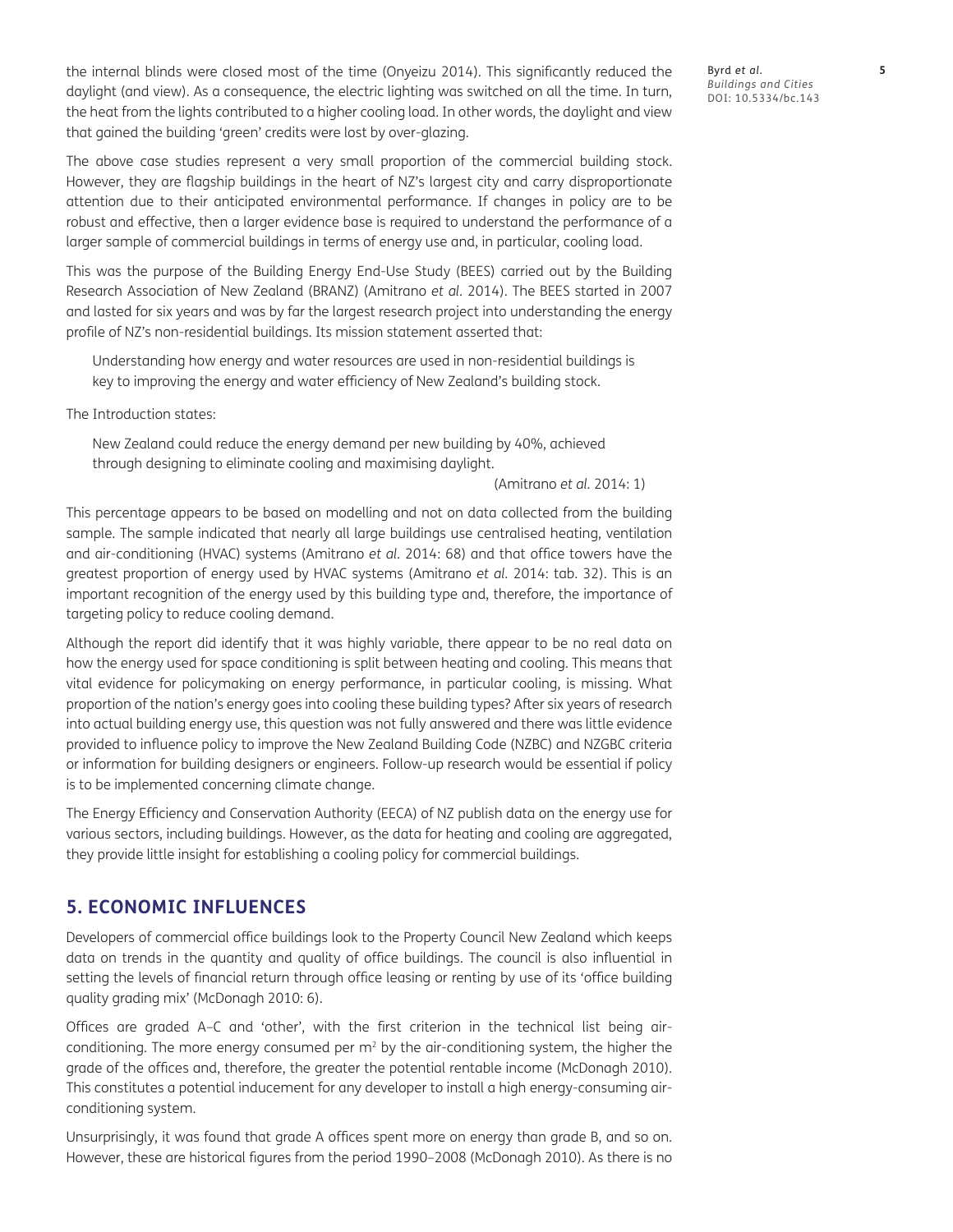the internal blinds were closed most of the time (Onyeizu 2014). This significantly reduced the daylight (and view). As a consequence, the electric lighting was switched on all the time. In turn, the heat from the lights contributed to a higher cooling load. In other words, the daylight and view that gained the building 'green' credits were lost by over-glazing.

The above case studies represent a very small proportion of the commercial building stock. However, they are flagship buildings in the heart of NZ's largest city and carry disproportionate attention due to their anticipated environmental performance. If changes in policy are to be robust and effective, then a larger evidence base is required to understand the performance of a larger sample of commercial buildings in terms of energy use and, in particular, cooling load.

This was the purpose of the Building Energy End-Use Study (BEES) carried out by the Building Research Association of New Zealand (BRANZ) (Amitrano *et al.* 2014). The BEES started in 2007 and lasted for six years and was by far the largest research project into understanding the energy profile of NZ's non-residential buildings. Its mission statement asserted that:

> Understanding how energy and water resources are used in non-residential buildings is key to improving the energy and water efficiency of New Zealand's building stock.

The Introduction states:

> New Zealand could reduce the energy demand per new building by 40%, achieved through designing to eliminate cooling and maximising daylight.
>
> (Amitrano *et al.* 2014: 1)

This percentage appears to be based on modelling and not on data collected from the building sample. The sample indicated that nearly all large buildings use centralised heating, ventilation and air-conditioning (HVAC) systems (Amitrano *et al.* 2014: 68) and that office towers have the greatest proportion of energy used by HVAC systems (Amitrano *et al.* 2014: tab. 32). This is an important recognition of the energy used by this building type and, therefore, the importance of targeting policy to reduce cooling demand.

Although the report did identify that it was highly variable, there appear to be no real data on how the energy used for space conditioning is split between heating and cooling. This means that vital evidence for policymaking on energy performance, in particular cooling, is missing. What proportion of the nation's energy goes into cooling these building types? After six years of research into actual building energy use, this question was not fully answered and there was little evidence provided to influence policy to improve the New Zealand Building Code (NZBC) and NZGBC criteria or information for building designers or engineers. Follow-up research would be essential if policy is to be implemented concerning climate change.

The Energy Efficiency and Conservation Authority (EECA) of NZ publish data on the energy use for various sectors, including buildings. However, as the data for heating and cooling are aggregated, they provide little insight for establishing a cooling policy for commercial buildings.

## 5. ECONOMIC INFLUENCES

Developers of commercial office buildings look to the Property Council New Zealand which keeps data on trends in the quantity and quality of office buildings. The council is also influential in setting the levels of financial return through office leasing or renting by use of its 'office building quality grading mix' (McDonagh 2010: 6).

Offices are graded A–C and 'other', with the first criterion in the technical list being air-conditioning. The more energy consumed per $m^2$ by the air-conditioning system, the higher the grade of the offices and, therefore, the greater the potential rentable income (McDonagh 2010). This constitutes a potential inducement for any developer to install a high energy-consuming air-conditioning system.

Unsurprisingly, it was found that grade A offices spent more on energy than grade B, and so on. However, these are historical figures from the period 1990–2008 (McDonagh 2010). As there is no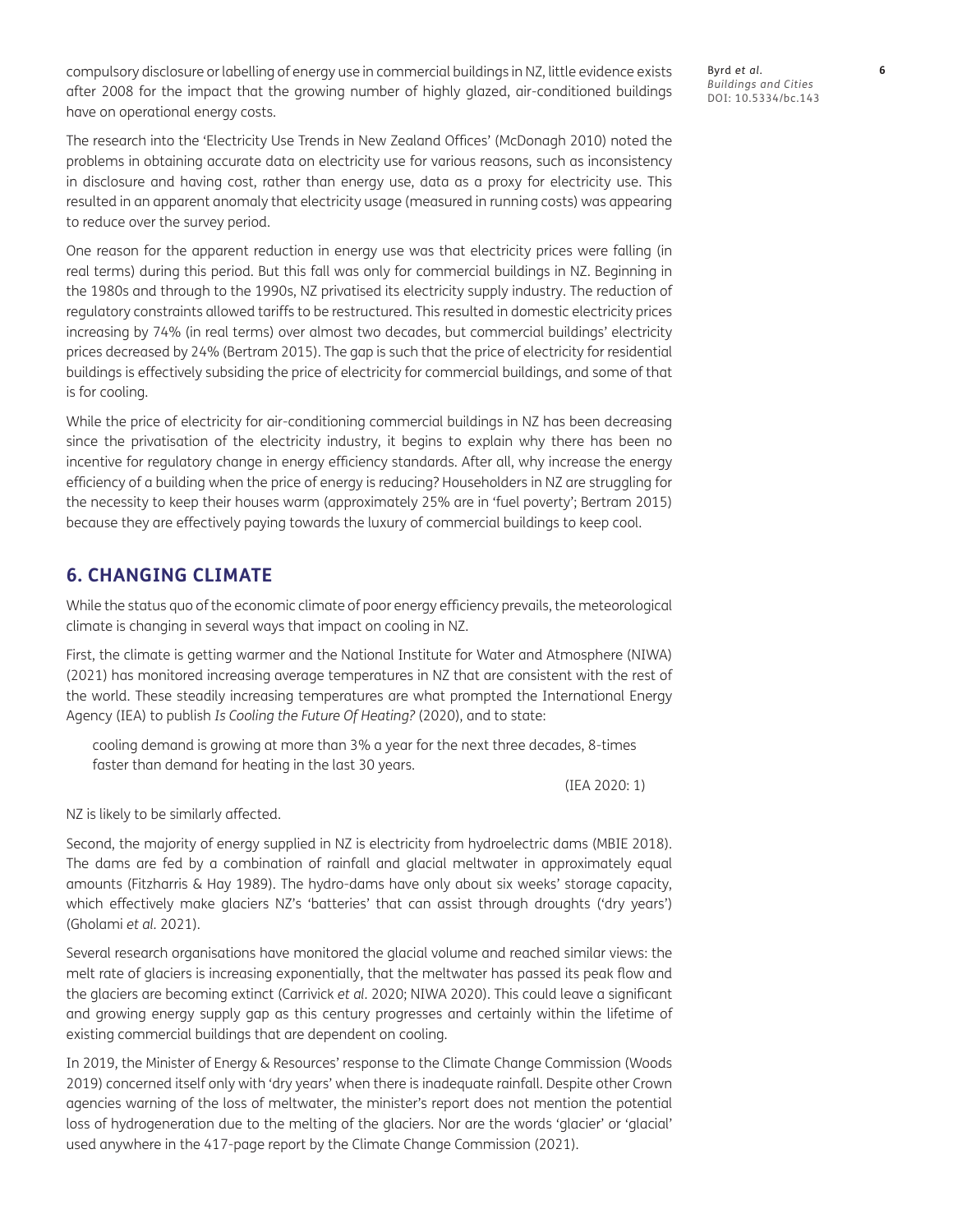compulsory disclosure or labelling of energy use in commercial buildings in NZ, little evidence exists after 2008 for the impact that the growing number of highly glazed, air-conditioned buildings have on operational energy costs.

The research into the 'Electricity Use Trends in New Zealand Offices' (McDonagh 2010) noted the problems in obtaining accurate data on electricity use for various reasons, such as inconsistency in disclosure and having cost, rather than energy use, data as a proxy for electricity use. This resulted in an apparent anomaly that electricity usage (measured in running costs) was appearing to reduce over the survey period.

One reason for the apparent reduction in energy use was that electricity prices were falling (in real terms) during this period. But this fall was only for commercial buildings in NZ. Beginning in the 1980s and through to the 1990s, NZ privatised its electricity supply industry. The reduction of regulatory constraints allowed tariffs to be restructured. This resulted in domestic electricity prices increasing by 74% (in real terms) over almost two decades, but commercial buildings' electricity prices decreased by 24% (Bertram 2015). The gap is such that the price of electricity for residential buildings is effectively subsiding the price of electricity for commercial buildings, and some of that is for cooling.

While the price of electricity for air-conditioning commercial buildings in NZ has been decreasing since the privatisation of the electricity industry, it begins to explain why there has been no incentive for regulatory change in energy efficiency standards. After all, why increase the energy efficiency of a building when the price of energy is reducing? Householders in NZ are struggling for the necessity to keep their houses warm (approximately 25% are in 'fuel poverty'; Bertram 2015) because they are effectively paying towards the luxury of commercial buildings to keep cool.

## 6. CHANGING CLIMATE

While the status quo of the economic climate of poor energy efficiency prevails, the meteorological climate is changing in several ways that impact on cooling in NZ.

First, the climate is getting warmer and the National Institute for Water and Atmosphere (NIWA) (2021) has monitored increasing average temperatures in NZ that are consistent with the rest of the world. These steadily increasing temperatures are what prompted the International Energy Agency (IEA) to publish *Is Cooling the Future Of Heating?* (2020), and to state:

> cooling demand is growing at more than 3% a year for the next three decades, 8-times faster than demand for heating in the last 30 years.
>
> (IEA 2020: 1)

NZ is likely to be similarly affected.

Second, the majority of energy supplied in NZ is electricity from hydroelectric dams (MBIE 2018). The dams are fed by a combination of rainfall and glacial meltwater in approximately equal amounts (Fitzharris & Hay 1989). The hydro-dams have only about six weeks' storage capacity, which effectively make glaciers NZ's 'batteries' that can assist through droughts ('dry years') (Gholami *et al.* 2021).

Several research organisations have monitored the glacial volume and reached similar views: the melt rate of glaciers is increasing exponentially, that the meltwater has passed its peak flow and the glaciers are becoming extinct (Carrivick *et al.* 2020; NIWA 2020). This could leave a significant and growing energy supply gap as this century progresses and certainly within the lifetime of existing commercial buildings that are dependent on cooling.

In 2019, the Minister of Energy & Resources' response to the Climate Change Commission (Woods 2019) concerned itself only with 'dry years' when there is inadequate rainfall. Despite other Crown agencies warning of the loss of meltwater, the minister's report does not mention the potential loss of hydrogeneration due to the melting of the glaciers. Nor are the words 'glacier' or 'glacial' used anywhere in the 417-page report by the Climate Change Commission (2021).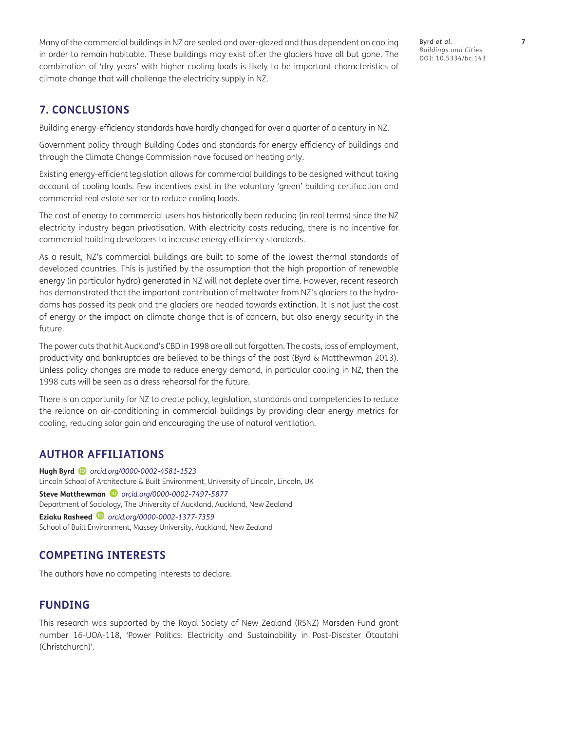Many of the commercial buildings in NZ are sealed and over-glazed and thus dependent on cooling in order to remain habitable. These buildings may exist after the glaciers have all but gone. The combination of 'dry years' with higher cooling loads is likely to be important characteristics of climate change that will challenge the electricity supply in NZ.

## 7. CONCLUSIONS

Building energy-efficiency standards have hardly changed for over a quarter of a century in NZ.

Government policy through Building Codes and standards for energy efficiency of buildings and through the Climate Change Commission have focused on heating only.

Existing energy-efficient legislation allows for commercial buildings to be designed without taking account of cooling loads. Few incentives exist in the voluntary 'green' building certification and commercial real estate sector to reduce cooling loads.

The cost of energy to commercial users has historically been reducing (in real terms) since the NZ electricity industry began privatisation. With electricity costs reducing, there is no incentive for commercial building developers to increase energy efficiency standards.

As a result, NZ's commercial buildings are built to some of the lowest thermal standards of developed countries. This is justified by the assumption that the high proportion of renewable energy (in particular hydro) generated in NZ will not deplete over time. However, recent research has demonstrated that the important contribution of meltwater from NZ's glaciers to the hydro-dams has passed its peak and the glaciers are headed towards extinction. It is not just the cost of energy or the impact on climate change that is of concern, but also energy security in the future.

The power cuts that hit Auckland's CBD in 1998 are all but forgotten. The costs, loss of employment, productivity and bankruptcies are believed to be things of the past (Byrd & Matthewman 2013). Unless policy changes are made to reduce energy demand, in particular cooling in NZ, then the 1998 cuts will be seen as a dress rehearsal for the future.

There is an opportunity for NZ to create policy, legislation, standards and competencies to reduce the reliance on air-conditioning in commercial buildings by providing clear energy metrics for cooling, reducing solar gain and encouraging the use of natural ventilation.

## AUTHOR AFFILIATIONS

**Hugh Byrd** *orcid.org/0000-0002-4581-1523*
Lincoln School of Architecture & Built Environment, University of Lincoln, Lincoln, UK

**Steve Matthewman** *orcid.org/0000-0002-7497-5877*
Department of Sociology, The University of Auckland, Auckland, New Zealand

**Eziaku Rasheed** *orcid.org/0000-0002-1377-7359*
School of Built Environment, Massey University, Auckland, New Zealand

## COMPETING INTERESTS

The authors have no competing interests to declare.

## FUNDING

This research was supported by the Royal Society of New Zealand (RSNZ) Marsden Fund grant number 16-UOA-118, 'Power Politics: Electricity and Sustainability in Post-Disaster Ōtautahi (Christchurch)'.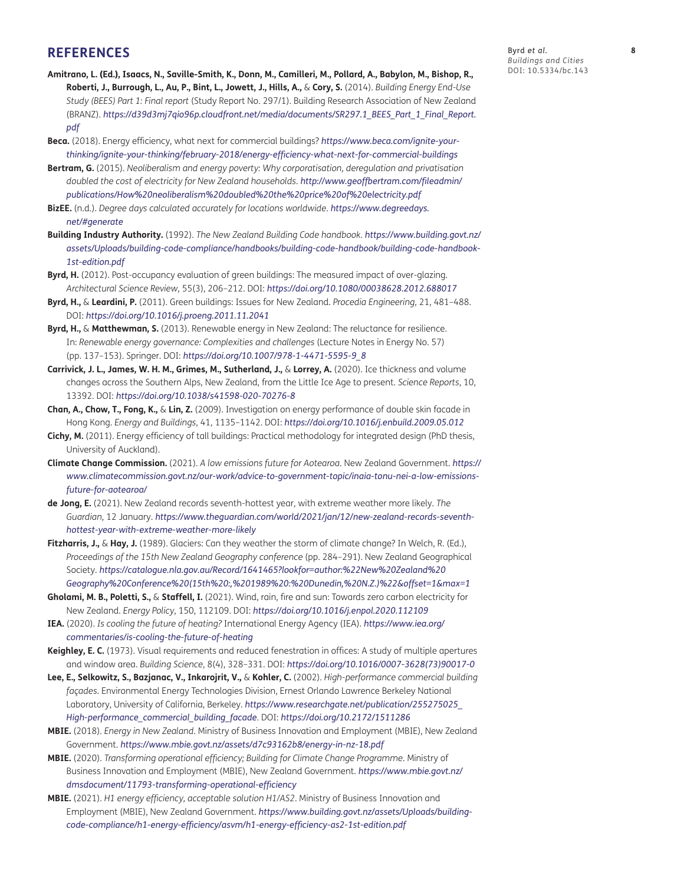## REFERENCES

**Amitrano, L. (Ed.), Isaacs, N., Saville-Smith, K., Donn, M., Camilleri, M., Pollard, A., Babylon, M., Bishop, R., Roberti, J., Burrough, L., Au, P., Bint, L., Jowett, J., Hills, A.,** & **Cory, S.** (2014). *Building Energy End-Use Study (BEES) Part 1: Final report* (Study Report No. 297/1). Building Research Association of New Zealand (BRANZ). *https://d39d3mj7qio96p.cloudfront.net/media/documents/SR297.1_BEES_Part_1_Final_Report.pdf*

**Beca.** (2018). Energy efficiency, what next for commercial buildings? *https://www.beca.com/ignite-your-thinking/ignite-your-thinking/february-2018/energy-efficiency-what-next-for-commercial-buildings*

**Bertram, G.** (2015). *Neoliberalism and energy poverty: Why corporatisation, deregulation and privatisation doubled the cost of electricity for New Zealand households*. *http://www.geoffbertram.com/fileadmin/publications/How%20neoliberalism%20doubled%20the%20price%20of%20electricity.pdf*

**BizEE.** (n.d.). *Degree days calculated accurately for locations worldwide*. *https://www.degreedays.net/#generate*

**Building Industry Authority.** (1992). *The New Zealand Building Code handbook*. *https://www.building.govt.nz/assets/Uploads/building-code-compliance/handbooks/building-code-handbook/building-code-handbook-1st-edition.pdf*

**Byrd, H.** (2012). Post-occupancy evaluation of green buildings: The measured impact of over-glazing. *Architectural Science Review*, 55(3), 206–212. DOI: *https://doi.org/10.1080/00038628.2012.688017*

**Byrd, H.,** & **Leardini, P.** (2011). Green buildings: Issues for New Zealand. *Procedia Engineering*, 21, 481–488. DOI: *https://doi.org/10.1016/j.proeng.2011.11.2041*

**Byrd, H.,** & **Matthewman, S.** (2013). Renewable energy in New Zealand: The reluctance for resilience. In: *Renewable energy governance: Complexities and challenges* (Lecture Notes in Energy No. 57) (pp. 137–153). Springer. DOI: *https://doi.org/10.1007/978-1-4471-5595-9_8*

**Carrivick, J. L., James, W. H. M., Grimes, M., Sutherland, J.,** & **Lorrey, A.** (2020). Ice thickness and volume changes across the Southern Alps, New Zealand, from the Little Ice Age to present. *Science Reports*, 10, 13392. DOI: *https://doi.org/10.1038/s41598-020-70276-8*

**Chan, A., Chow, T., Fong, K.,** & **Lin, Z.** (2009). Investigation on energy performance of double skin facade in Hong Kong. *Energy and Buildings*, 41, 1135–1142. DOI: *https://doi.org/10.1016/j.enbuild.2009.05.012*

**Cichy, M.** (2011). Energy efficiency of tall buildings: Practical methodology for integrated design (PhD thesis, University of Auckland).

**Climate Change Commission.** (2021). *A low emissions future for Aotearoa*. New Zealand Government. *https://www.climatecommission.govt.nz/our-work/advice-to-government-topic/inaia-tonu-nei-a-low-emissions-future-for-aotearoa/*

**de Jong, E.** (2021). New Zealand records seventh-hottest year, with extreme weather more likely. *The Guardian*, 12 January. *https://www.theguardian.com/world/2021/jan/12/new-zealand-records-seventh-hottest-year-with-extreme-weather-more-likely*

**Fitzharris, J.,** & **Hay, J.** (1989). Glaciers: Can they weather the storm of climate change? In Welch, R. (Ed.), *Proceedings of the 15th New Zealand Geography conference* (pp. 284–291). New Zealand Geographical Society. *https://catalogue.nla.gov.au/Record/1641465?lookfor=author:%22New%20Zealand%20Geography%20Conference%20(15th%20:,%201989%20:%20Dunedin,%20N.Z.)%22&offset=1&max=1*

**Gholami, M. B., Poletti, S.,** & **Staffell, I.** (2021). Wind, rain, fire and sun: Towards zero carbon electricity for New Zealand. *Energy Policy*, 150, 112109. DOI: *https://doi.org/10.1016/j.enpol.2020.112109*

**IEA.** (2020). *Is cooling the future of heating?* International Energy Agency (IEA). *https://www.iea.org/commentaries/is-cooling-the-future-of-heating*

**Keighley, E. C.** (1973). Visual requirements and reduced fenestration in offices: A study of multiple apertures and window area. *Building Science*, 8(4), 328–331. DOI: *https://doi.org/10.1016/0007-3628(73)90017-0*

**Lee, E., Selkowitz, S., Bazjanac, V., Inkarojrit, V.,** & **Kohler, C.** (2002). *High-performance commercial building façades*. Environmental Energy Technologies Division, Ernest Orlando Lawrence Berkeley National Laboratory, University of California, Berkeley. *https://www.researchgate.net/publication/255275025_High-performance_commercial_building_facade*. DOI: *https://doi.org/10.2172/1511286*

**MBIE.** (2018). *Energy in New Zealand*. Ministry of Business Innovation and Employment (MBIE), New Zealand Government. *https://www.mbie.govt.nz/assets/d7c93162b8/energy-in-nz-18.pdf*

**MBIE.** (2020). *Transforming operational efficiency; Building for Climate Change Programme*. Ministry of Business Innovation and Employment (MBIE), New Zealand Government. *https://www.mbie.govt.nz/dmsdocument/11793-transforming-operational-efficiency*

**MBIE.** (2021). *H1 energy efficiency, acceptable solution H1/AS2*. Ministry of Business Innovation and Employment (MBIE), New Zealand Government. *https://www.building.govt.nz/assets/Uploads/building-code-compliance/h1-energy-efficiency/asvm/h1-energy-efficiency-as2-1st-edition.pdf*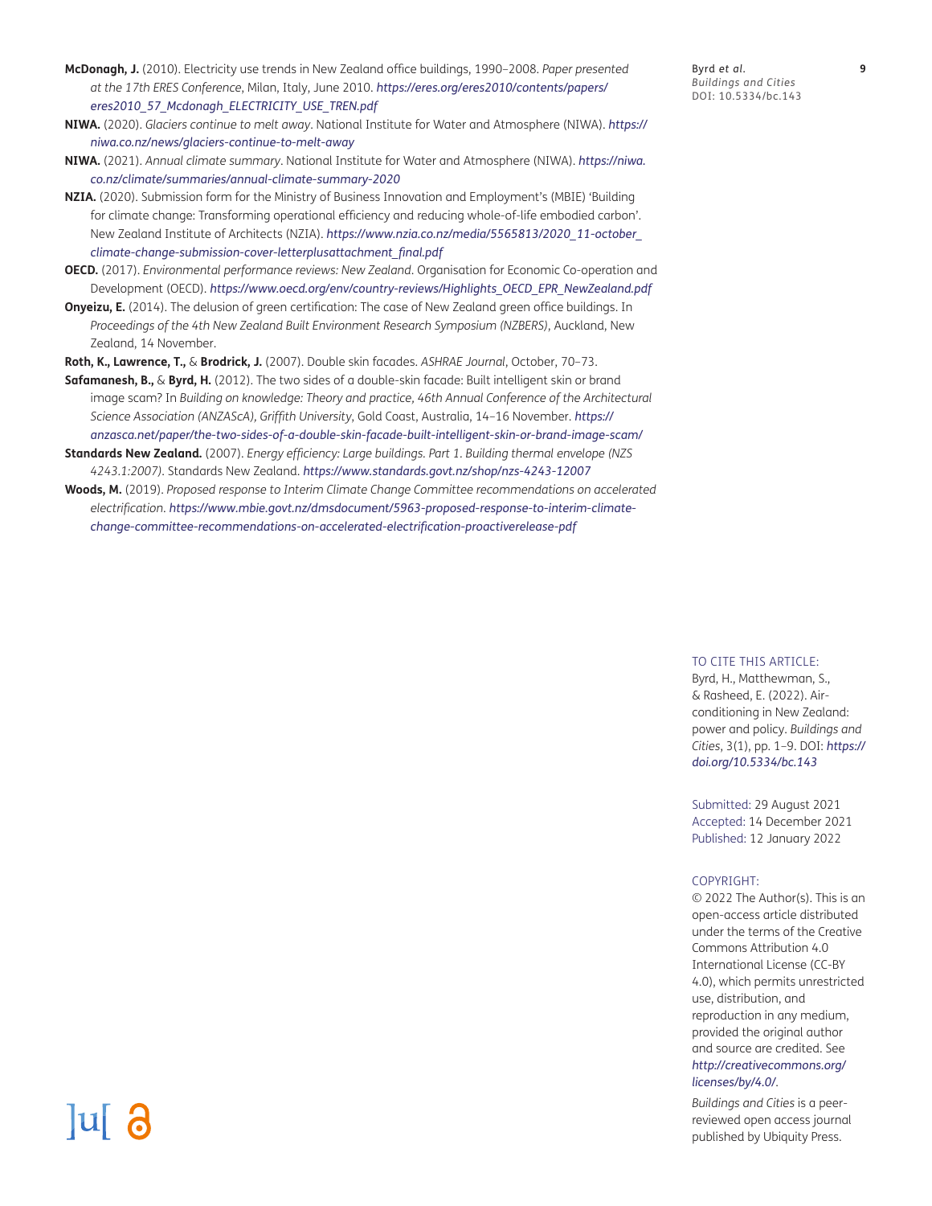**McDonagh, J.** (2010). Electricity use trends in New Zealand office buildings, 1990–2008. *Paper presented at the 17th ERES Conference*, Milan, Italy, June 2010. *https://eres.org/eres2010/contents/papers/eres2010_57_Mcdonagh_ELECTRICITY_USE_TREN.pdf*

**NIWA.** (2020). *Glaciers continue to melt away*. National Institute for Water and Atmosphere (NIWA). *https://niwa.co.nz/news/glaciers-continue-to-melt-away*

**NIWA.** (2021). *Annual climate summary*. National Institute for Water and Atmosphere (NIWA). *https://niwa.co.nz/climate/summaries/annual-climate-summary-2020*

**NZIA.** (2020). Submission form for the Ministry of Business Innovation and Employment's (MBIE) 'Building for climate change: Transforming operational efficiency and reducing whole-of-life embodied carbon'. New Zealand Institute of Architects (NZIA). *https://www.nzia.co.nz/media/5565813/2020_11-october_climate-change-submission-cover-letterplusattachment_final.pdf*

**OECD.** (2017). *Environmental performance reviews: New Zealand*. Organisation for Economic Co-operation and Development (OECD). *https://www.oecd.org/env/country-reviews/Highlights_OECD_EPR_NewZealand.pdf*

**Onyeizu, E.** (2014). The delusion of green certification: The case of New Zealand green office buildings. In *Proceedings of the 4th New Zealand Built Environment Research Symposium (NZBERS)*, Auckland, New Zealand, 14 November.

**Roth, K., Lawrence, T.,** & **Brodrick, J.** (2007). Double skin facades. *ASHRAE Journal*, October, 70–73.

**Safamanesh, B.,** & **Byrd, H.** (2012). The two sides of a double-skin facade: Built intelligent skin or brand image scam? In *Building on knowledge: Theory and practice, 46th Annual Conference of the Architectural Science Association (ANZAScA), Griffith University*, Gold Coast, Australia, 14–16 November. *https://anzasca.net/paper/the-two-sides-of-a-double-skin-facade-built-intelligent-skin-or-brand-image-scam/*

**Standards New Zealand.** (2007). *Energy efficiency: Large buildings. Part 1. Building thermal envelope (NZS 4243.1:2007)*. Standards New Zealand. *https://www.standards.govt.nz/shop/nzs-4243-12007*

**Woods, M.** (2019). *Proposed response to Interim Climate Change Committee recommendations on accelerated electrification*. *https://www.mbie.govt.nz/dmsdocument/5963-proposed-response-to-interim-climate-change-committee-recommendations-on-accelerated-electrification-proactiverelease-pdf*

TO CITE THIS ARTICLE:

Byrd, H., Matthewman, S., & Rasheed, E. (2022). Air-conditioning in New Zealand: power and policy. *Buildings and Cities*, 3(1), pp. 1–9. DOI: *https://doi.org/10.5334/bc.143*

Submitted: 29 August 2021
Accepted: 14 December 2021
Published: 12 January 2022

COPYRIGHT:

© 2022 The Author(s). This is an open-access article distributed under the terms of the Creative Commons Attribution 4.0 International License (CC-BY 4.0), which permits unrestricted use, distribution, and reproduction in any medium, provided the original author and source are credited. See *http://creativecommons.org/licenses/by/4.0/*.

*Buildings and Cities* is a peer-reviewed open access journal published by Ubiquity Press.